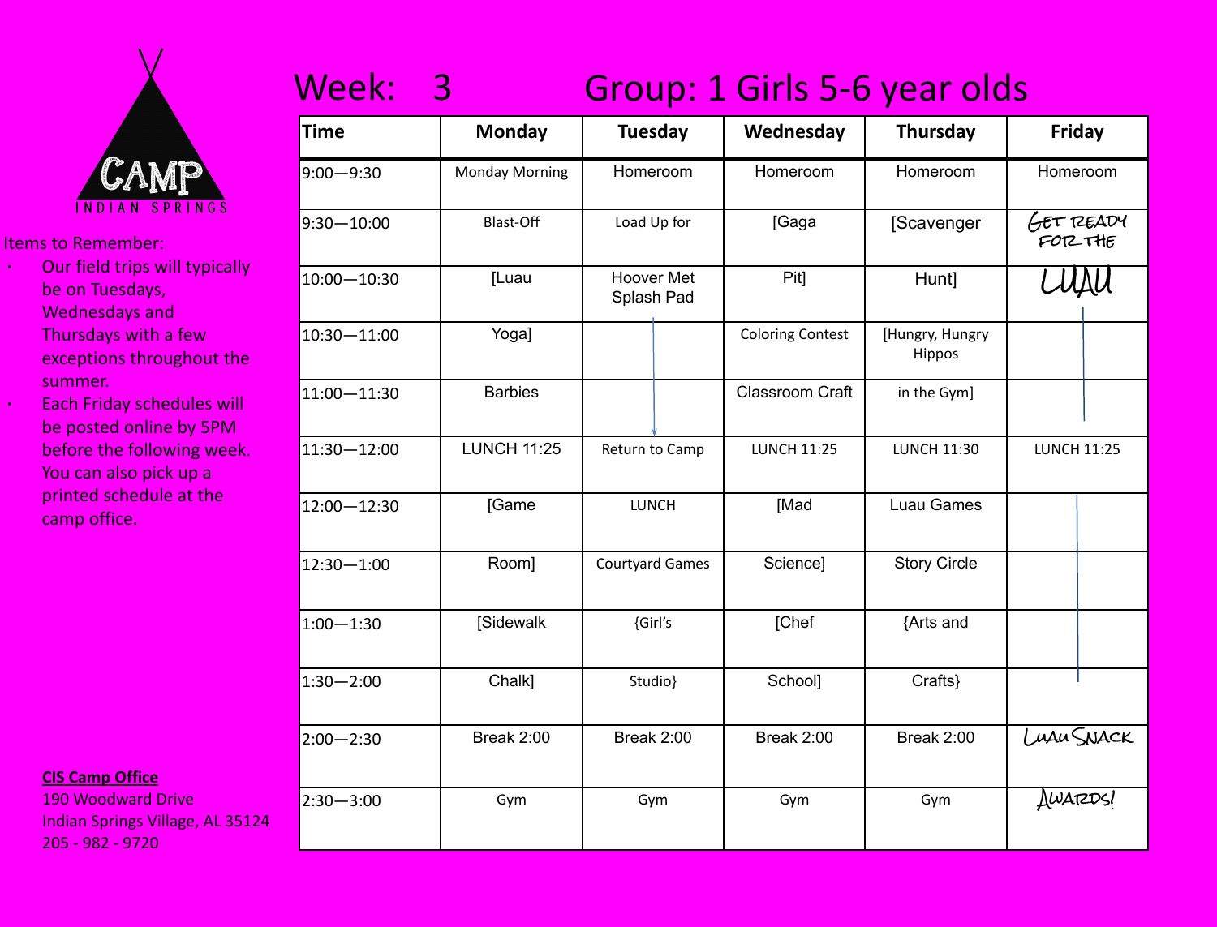CAMP INDIAN SPRINGS

Items to Remember:

- Our field trips will typically be on Tuesdays, Wednesdays and Thursdays with a few exceptions throughout the summer.
- Each Friday schedules will be posted online by 5PM before the following week. You can also pick up a printed schedule at the camp office.

# Week: 3 Group: 1 Girls 5-6 year olds

| Time | Monday | Tuesday | Wednesday | Thursday | Friday |
|---|---|---|---|---|---|
| 9:00—9:30 | Monday Morning | Homeroom | Homeroom | Homeroom | Homeroom |
| 9:30—10:00 | Blast-Off | Load Up for | [Gaga | [Scavenger | GET READY FOR THE |
| 10:00—10:30 | [Luau | Hoover Met Splash Pad | Pit] | Hunt] | LUAU |
| 10:30—11:00 | Yoga] | | Coloring Contest | [Hungry, Hungry Hippos | |
| 11:00—11:30 | Barbies | | Classroom Craft | in the Gym] | |
| 11:30—12:00 | LUNCH 11:25 | Return to Camp | LUNCH 11:25 | LUNCH 11:30 | LUNCH 11:25 |
| 12:00—12:30 | [Game | LUNCH | [Mad | Luau Games | |
| 12:30—1:00 | Room] | Courtyard Games | Science] | Story Circle | |
| 1:00—1:30 | [Sidewalk | {Girl's | [Chef | {Arts and | |
| 1:30—2:00 | Chalk] | Studio} | School] | Crafts} | |
| 2:00—2:30 | Break 2:00 | Break 2:00 | Break 2:00 | Break 2:00 | LUAU SNACK |
| 2:30—3:00 | Gym | Gym | Gym | Gym | AWARDS! |

**CIS Camp Office**
190 Woodward Drive
Indian Springs Village, AL 35124
205 - 982 - 9720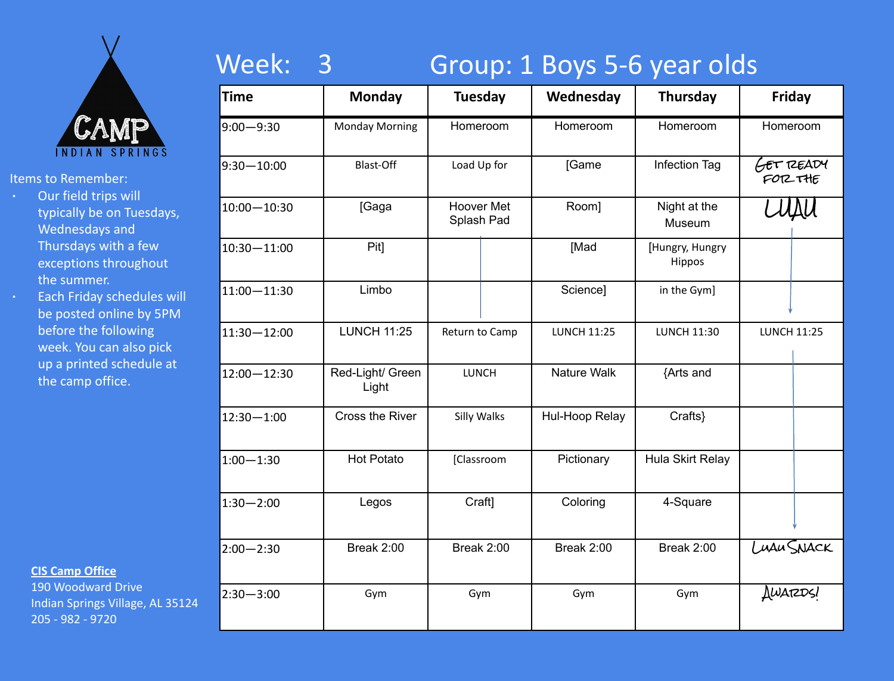CAMP

INDIAN SPRINGS

# Week: 3 Group: 1 Boys 5-6 year olds

Items to Remember:

- Our field trips will typically be on Tuesdays, Wednesdays and Thursdays with a few exceptions throughout the summer.
- Each Friday schedules will be posted online by 5PM before the following week. You can also pick up a printed schedule at the camp office.

| Time | Monday | Tuesday | Wednesday | Thursday | Friday |
|---|---|---|---|---|---|
| 9:00—9:30 | Monday Morning | Homeroom | Homeroom | Homeroom | Homeroom |
| 9:30—10:00 | Blast-Off | Load Up for | [Game | Infection Tag | GET READY FOR THE |
| 10:00—10:30 | [Gaga | Hoover Met Splash Pad | Room] | Night at the Museum | LUAU |
| 10:30—11:00 | Pit] | | [Mad | [Hungry, Hungry Hippos | |
| 11:00—11:30 | Limbo | | Science] | in the Gym] | |
| 11:30—12:00 | LUNCH 11:25 | Return to Camp | LUNCH 11:25 | LUNCH 11:30 | LUNCH 11:25 |
| 12:00—12:30 | Red-Light/ Green Light | LUNCH | Nature Walk | {Arts and | |
| 12:30—1:00 | Cross the River | Silly Walks | Hul-Hoop Relay | Crafts} | |
| 1:00—1:30 | Hot Potato | [Classroom | Pictionary | Hula Skirt Relay | |
| 1:30—2:00 | Legos | Craft] | Coloring | 4-Square | |
| 2:00—2:30 | Break 2:00 | Break 2:00 | Break 2:00 | Break 2:00 | LUAU SNACK |
| 2:30—3:00 | Gym | Gym | Gym | Gym | AWARDS! |

**CIS Camp Office**
190 Woodward Drive
Indian Springs Village, AL 35124
205 - 982 - 9720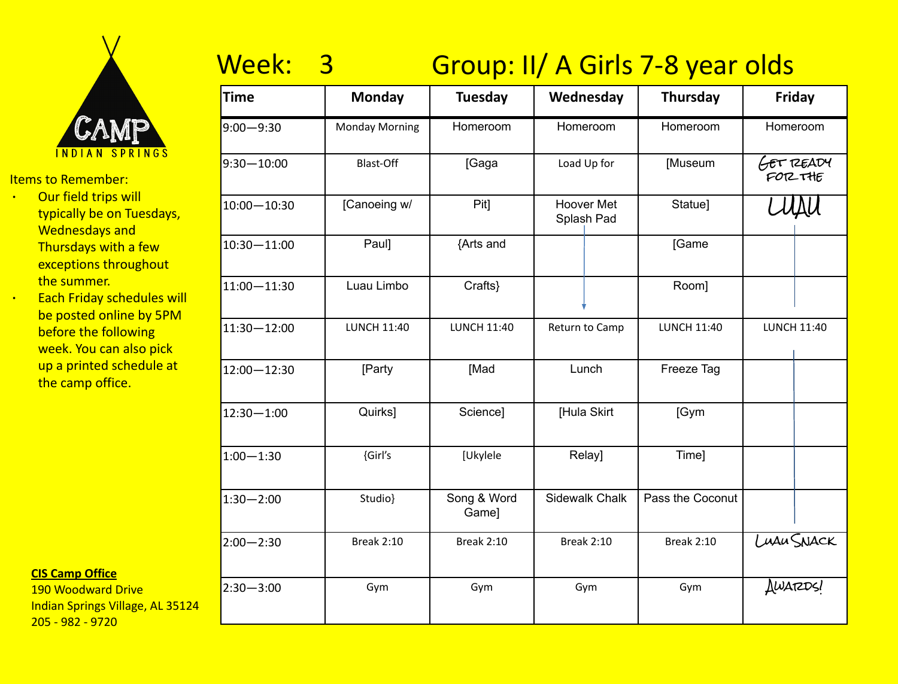CAMP INDIAN SPRINGS

# Week: 3 Group: II/ A Girls 7-8 year olds

Items to Remember:

- Our field trips will typically be on Tuesdays, Wednesdays and Thursdays with a few exceptions throughout the summer.
- Each Friday schedules will be posted online by 5PM before the following week. You can also pick up a printed schedule at the camp office.

| Time | Monday | Tuesday | Wednesday | Thursday | Friday |
|---|---|---|---|---|---|
| 9:00—9:30 | Monday Morning | Homeroom | Homeroom | Homeroom | Homeroom |
| 9:30—10:00 | Blast-Off | [Gaga | Load Up for | [Museum | GET READY FOR THE |
| 10:00—10:30 | [Canoeing w/ | Pit] | Hoover Met Splash Pad | Statue] | LUAU |
| 10:30—11:00 | Paul] | {Arts and | | [Game | |
| 11:00—11:30 | Luau Limbo | Crafts} | | Room] | |
| 11:30—12:00 | LUNCH 11:40 | LUNCH 11:40 | Return to Camp | LUNCH 11:40 | LUNCH 11:40 |
| 12:00—12:30 | [Party | [Mad | Lunch | Freeze Tag | |
| 12:30—1:00 | Quirks] | Science] | [Hula Skirt | [Gym | |
| 1:00—1:30 | {Girl's | [Ukylele | Relay] | Time] | |
| 1:30—2:00 | Studio} | Song & Word Game] | Sidewalk Chalk | Pass the Coconut | |
| 2:00—2:30 | Break 2:10 | Break 2:10 | Break 2:10 | Break 2:10 | LUAU SNACK |
| 2:30—3:00 | Gym | Gym | Gym | Gym | AWARDS! |

**CIS Camp Office**
190 Woodward Drive
Indian Springs Village, AL 35124
205 - 982 - 9720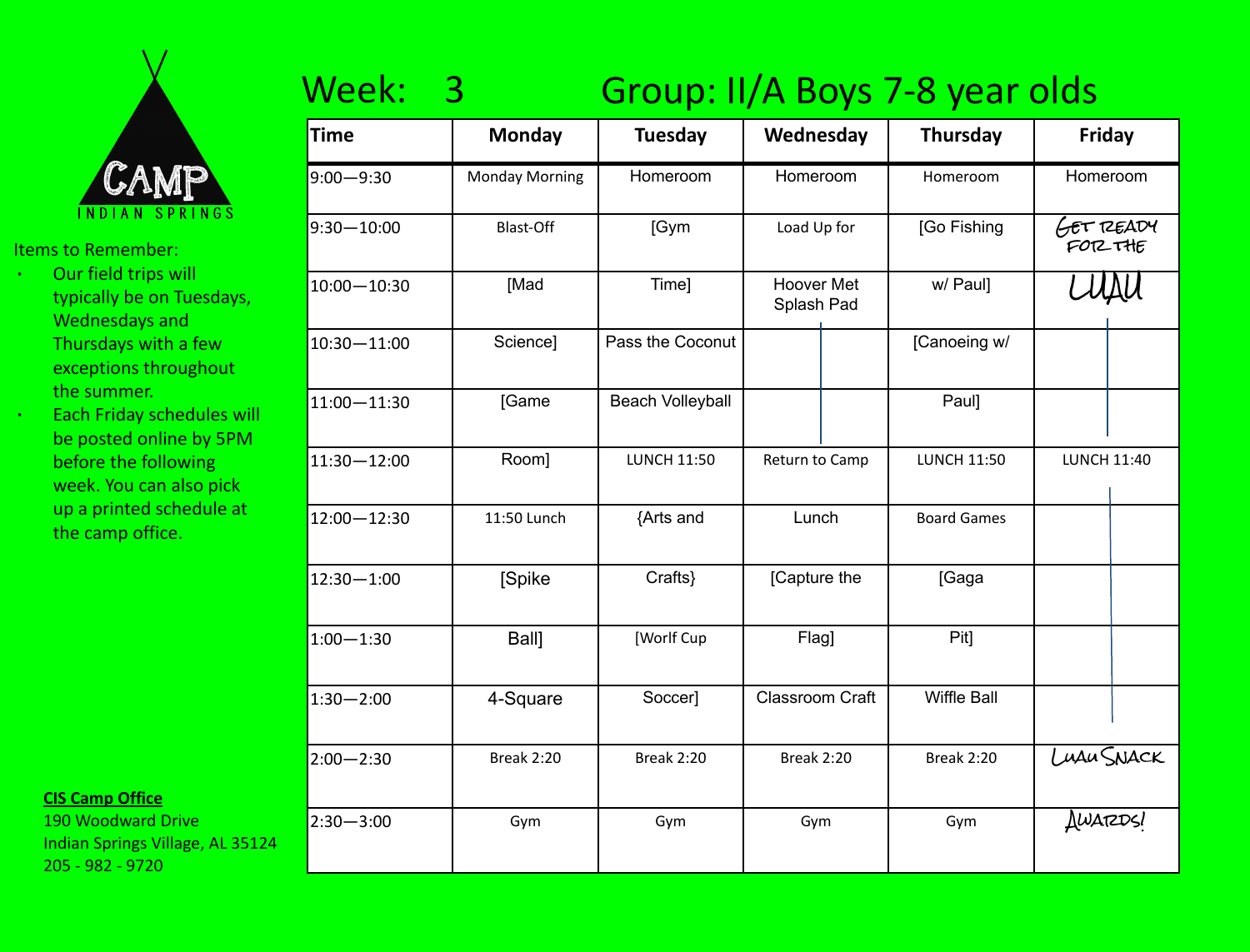CAMP INDIAN SPRINGS

Items to Remember:

- Our field trips will typically be on Tuesdays, Wednesdays and Thursdays with a few exceptions throughout the summer.
- Each Friday schedules will be posted online by 5PM before the following week. You can also pick up a printed schedule at the camp office.

**CIS Camp Office**
190 Woodward Drive
Indian Springs Village, AL 35124
205 - 982 - 9720

# Week: 3 Group: II/A Boys 7-8 year olds

| Time | Monday | Tuesday | Wednesday | Thursday | Friday |
|---|---|---|---|---|---|
| 9:00—9:30 | Monday Morning | Homeroom | Homeroom | Homeroom | Homeroom |
| 9:30—10:00 | Blast-Off | [Gym | Load Up for | [Go Fishing | GET READY FOR THE |
| 10:00—10:30 | [Mad | Time] | Hoover Met Splash Pad | w/ Paul] | LUAU |
| 10:30—11:00 | Science] | Pass the Coconut | | [Canoeing w/ | |
| 11:00—11:30 | [Game | Beach Volleyball | | Paul] | |
| 11:30—12:00 | Room] | LUNCH 11:50 | Return to Camp | LUNCH 11:50 | LUNCH 11:40 |
| 12:00—12:30 | 11:50 Lunch | {Arts and | Lunch | Board Games | |
| 12:30—1:00 | [Spike | Crafts} | [Capture the | [Gaga | |
| 1:00—1:30 | Ball] | [Worlf Cup | Flag] | Pit] | |
| 1:30—2:00 | 4-Square | Soccer] | Classroom Craft | Wiffle Ball | |
| 2:00—2:30 | Break 2:20 | Break 2:20 | Break 2:20 | Break 2:20 | LUAU SNACK |
| 2:30—3:00 | Gym | Gym | Gym | Gym | AWARDS! |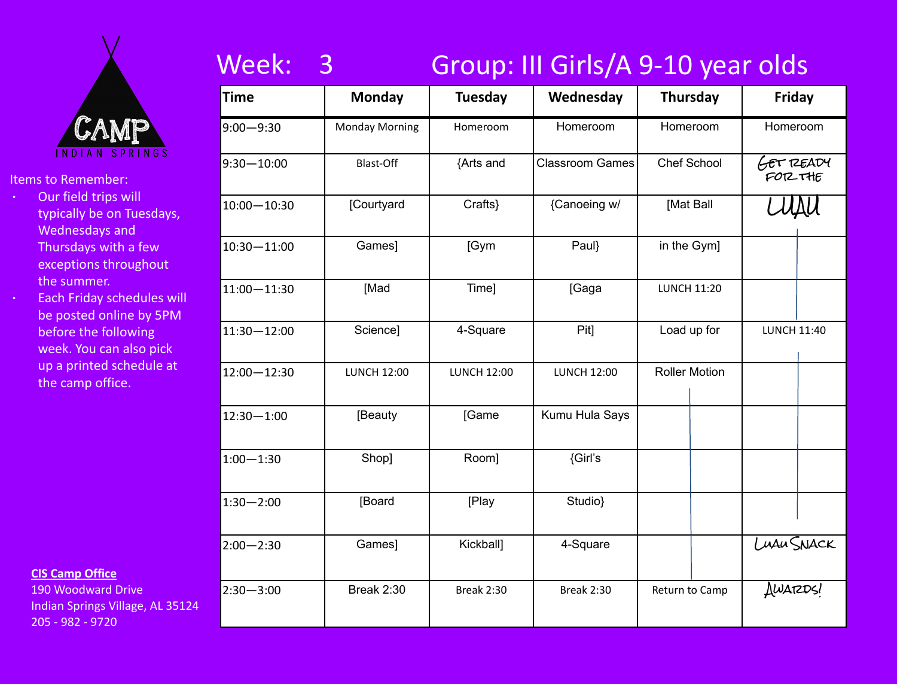CAMP INDIAN SPRINGS

Items to Remember:

- Our field trips will typically be on Tuesdays, Wednesdays and Thursdays with a few exceptions throughout the summer.
- Each Friday schedules will be posted online by 5PM before the following week. You can also pick up a printed schedule at the camp office.

**CIS Camp Office**
190 Woodward Drive
Indian Springs Village, AL 35124
205 - 982 - 9720

# Week: 3 Group: III Girls/A 9-10 year olds

| Time | Monday | Tuesday | Wednesday | Thursday | Friday |
|---|---|---|---|---|---|
| 9:00—9:30 | Monday Morning | Homeroom | Homeroom | Homeroom | Homeroom |
| 9:30—10:00 | Blast-Off | {Arts and | Classroom Games | Chef School | GET READY FOR THE |
| 10:00—10:30 | [Courtyard | Crafts} | {Canoeing w/ | [Mat Ball | LUAU |
| 10:30—11:00 | Games] | [Gym | Paul} | in the Gym] | |
| 11:00—11:30 | [Mad | Time] | [Gaga | LUNCH 11:20 | |
| 11:30—12:00 | Science] | 4-Square | Pit] | Load up for | LUNCH 11:40 |
| 12:00—12:30 | LUNCH 12:00 | LUNCH 12:00 | LUNCH 12:00 | Roller Motion | |
| 12:30—1:00 | [Beauty | [Game | Kumu Hula Says | | |
| 1:00—1:30 | Shop] | Room] | {Girl's | | |
| 1:30—2:00 | [Board | [Play | Studio} | | |
| 2:00—2:30 | Games] | Kickball] | 4-Square | | LUAU SNACK |
| 2:30—3:00 | Break 2:30 | Break 2:30 | Break 2:30 | Return to Camp | AWARDS! |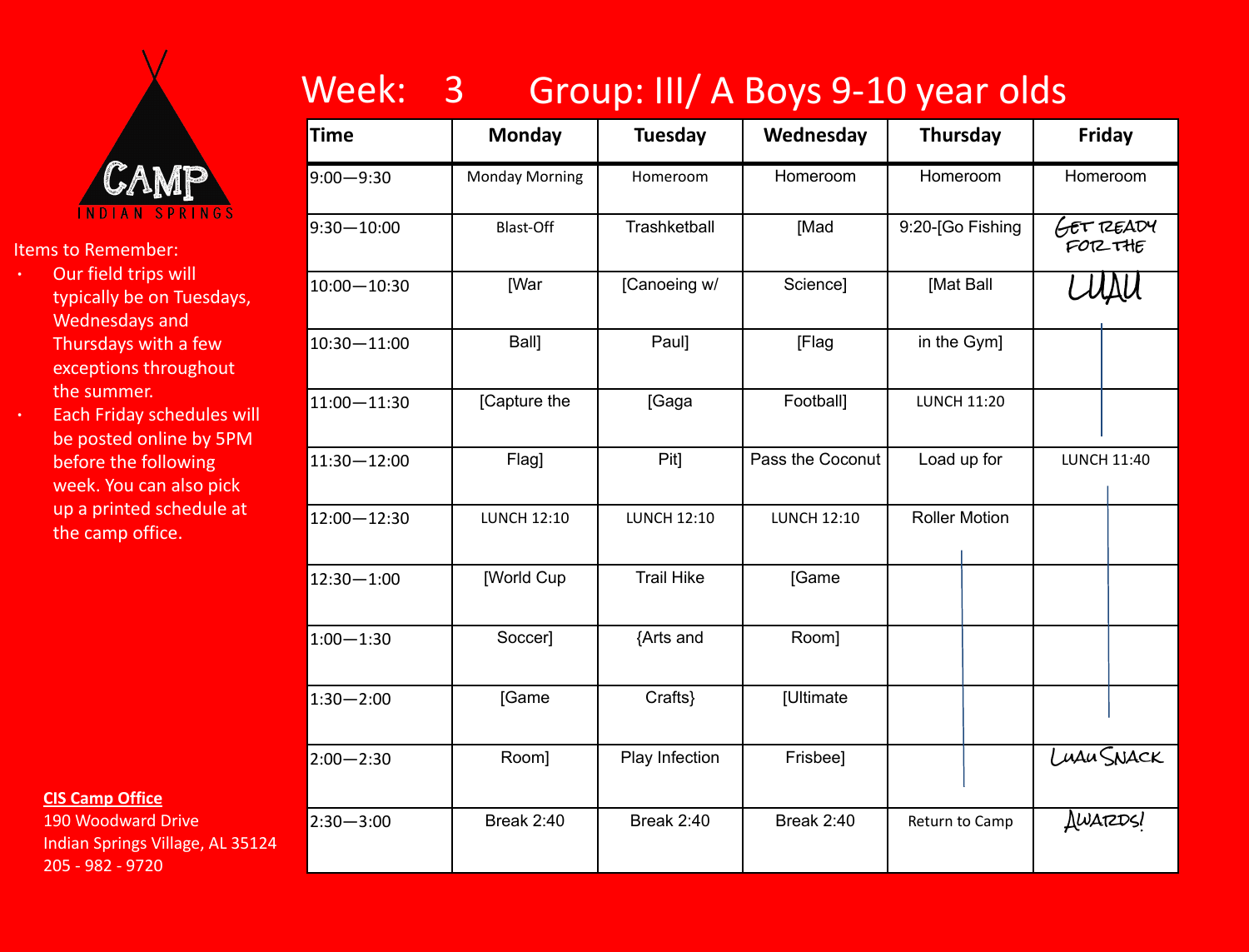# Week: 3 Group: III/ A Boys 9-10 year olds

CAMP INDIAN SPRINGS

Items to Remember:

- Our field trips will typically be on Tuesdays, Wednesdays and Thursdays with a few exceptions throughout the summer.
- Each Friday schedules will be posted online by 5PM before the following week. You can also pick up a printed schedule at the camp office.

**CIS Camp Office**
190 Woodward Drive
Indian Springs Village, AL 35124
205 - 982 - 9720

| Time | Monday | Tuesday | Wednesday | Thursday | Friday |
|---|---|---|---|---|---|
| 9:00—9:30 | Monday Morning | Homeroom | Homeroom | Homeroom | Homeroom |
| 9:30—10:00 | Blast-Off | Trashketball | [Mad | 9:20-[Go Fishing | GET READY FOR THE |
| 10:00—10:30 | [War | [Canoeing w/ | Science] | [Mat Ball | LUAU |
| 10:30—11:00 | Ball] | Paul] | [Flag | in the Gym] | |
| 11:00—11:30 | [Capture the | [Gaga | Football] | LUNCH 11:20 | |
| 11:30—12:00 | Flag] | Pit] | Pass the Coconut | Load up for | LUNCH 11:40 |
| 12:00—12:30 | LUNCH 12:10 | LUNCH 12:10 | LUNCH 12:10 | Roller Motion | |
| 12:30—1:00 | [World Cup | Trail Hike | [Game | | |
| 1:00—1:30 | Soccer] | {Arts and | Room] | | |
| 1:30—2:00 | [Game | Crafts} | [Ultimate | | |
| 2:00—2:30 | Room] | Play Infection | Frisbee] | | LUAU SNACK |
| 2:30—3:00 | Break 2:40 | Break 2:40 | Break 2:40 | Return to Camp | AWARDS! |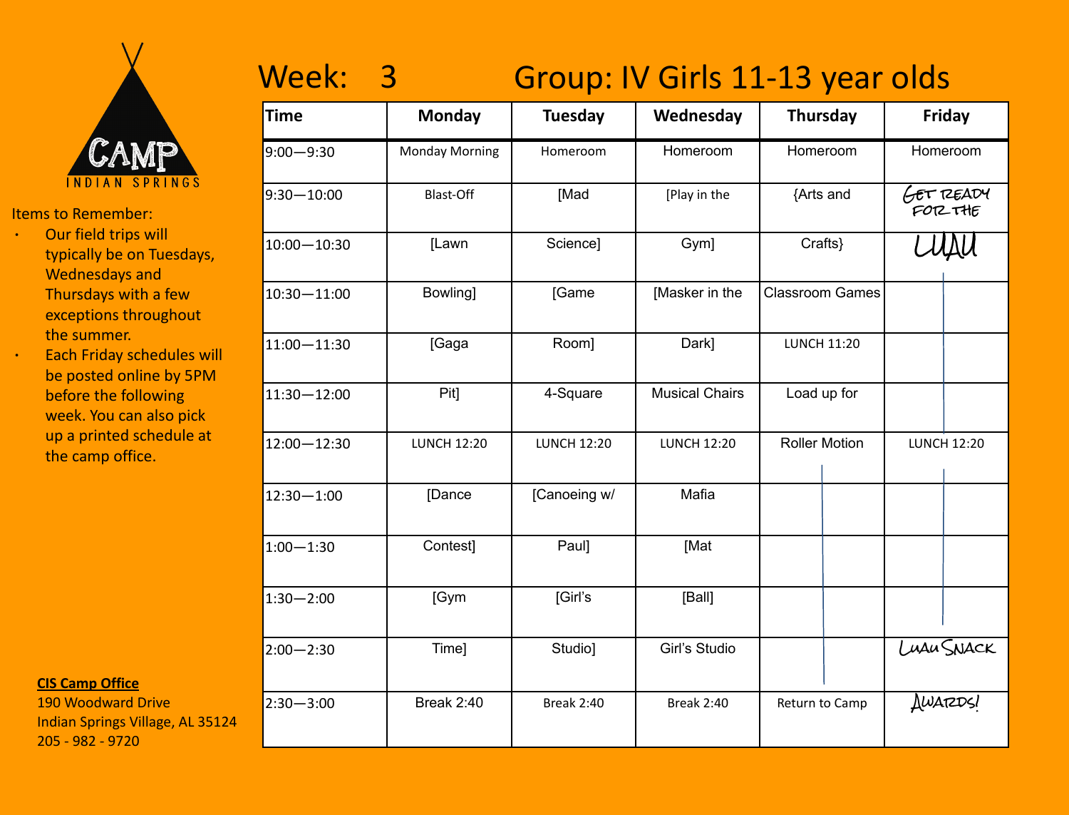CAMP INDIAN SPRINGS

Items to Remember:

- Our field trips will typically be on Tuesdays, Wednesdays and Thursdays with a few exceptions throughout the summer.
- Each Friday schedules will be posted online by 5PM before the following week. You can also pick up a printed schedule at the camp office.

**CIS Camp Office**
190 Woodward Drive
Indian Springs Village, AL 35124
205 - 982 - 9720

# Week: 3 Group: IV Girls 11-13 year olds

| Time | Monday | Tuesday | Wednesday | Thursday | Friday |
|---|---|---|---|---|---|
| 9:00—9:30 | Monday Morning | Homeroom | Homeroom | Homeroom | Homeroom |
| 9:30—10:00 | Blast-Off | [Mad | [Play in the | {Arts and | GET READY FOR THE |
| 10:00—10:30 | [Lawn | Science] | Gym] | Crafts} | LUAU |
| 10:30—11:00 | Bowling] | [Game | [Masker in the | Classroom Games | |
| 11:00—11:30 | [Gaga | Room] | Dark] | LUNCH 11:20 | |
| 11:30—12:00 | Pit] | 4-Square | Musical Chairs | Load up for | |
| 12:00—12:30 | LUNCH 12:20 | LUNCH 12:20 | LUNCH 12:20 | Roller Motion | LUNCH 12:20 |
| 12:30—1:00 | [Dance | [Canoeing w/ | Mafia | | |
| 1:00—1:30 | Contest] | Paul] | [Mat | | |
| 1:30—2:00 | [Gym | [Girl's | [Ball] | | |
| 2:00—2:30 | Time] | Studio] | Girl's Studio | | LUAU SNACK |
| 2:30—3:00 | Break 2:40 | Break 2:40 | Break 2:40 | Return to Camp | AWARDS! |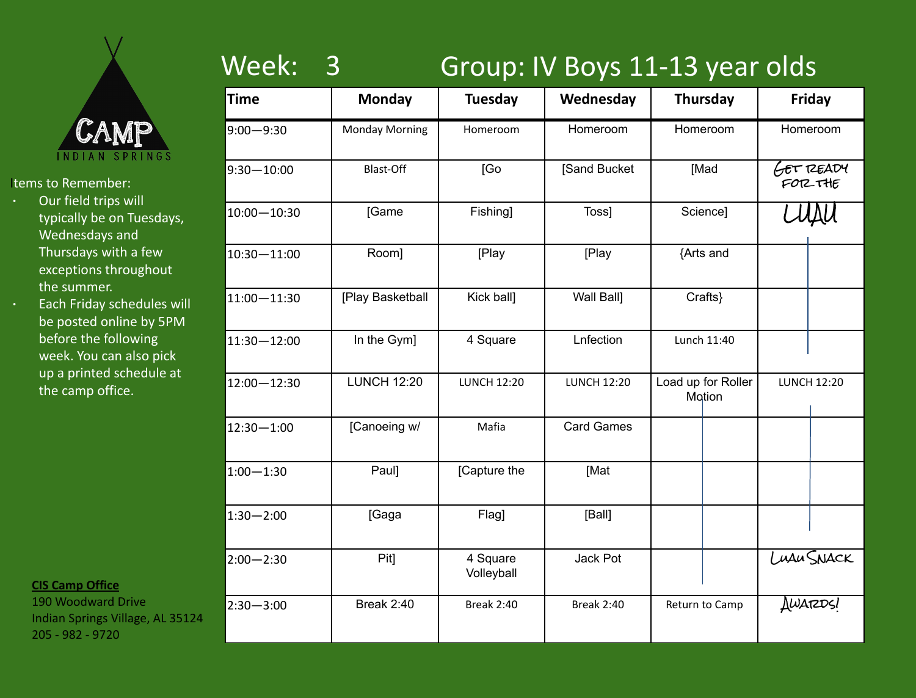CAMP
INDIAN SPRINGS

Items to Remember:

- Our field trips will typically be on Tuesdays, Wednesdays and Thursdays with a few exceptions throughout the summer.
- Each Friday schedules will be posted online by 5PM before the following week. You can also pick up a printed schedule at the camp office.

**CIS Camp Office**
190 Woodward Drive
Indian Springs Village, AL 35124
205 - 982 - 9720

# Week: 3 Group: IV Boys 11-13 year olds

| Time | Monday | Tuesday | Wednesday | Thursday | Friday |
|---|---|---|---|---|---|
| 9:00—9:30 | Monday Morning | Homeroom | Homeroom | Homeroom | Homeroom |
| 9:30—10:00 | Blast-Off | [Go | [Sand Bucket | [Mad | GET READY FOR THE |
| 10:00—10:30 | [Game | Fishing] | Toss] | Science] | LUAU |
| 10:30—11:00 | Room] | [Play | [Play | {Arts and | |
| 11:00—11:30 | [Play Basketball | Kick ball] | Wall Ball] | Crafts} | |
| 11:30—12:00 | In the Gym] | 4 Square | Lnfection | Lunch 11:40 | |
| 12:00—12:30 | LUNCH 12:20 | LUNCH 12:20 | LUNCH 12:20 | Load up for Roller Motion | LUNCH 12:20 |
| 12:30—1:00 | [Canoeing w/ | Mafia | Card Games | | |
| 1:00—1:30 | Paul] | [Capture the | [Mat | | |
| 1:30—2:00 | [Gaga | Flag] | [Ball] | | |
| 2:00—2:30 | Pit] | 4 Square Volleyball | Jack Pot | | LUAU SNACK |
| 2:30—3:00 | Break 2:40 | Break 2:40 | Break 2:40 | Return to Camp | AWARDS! |